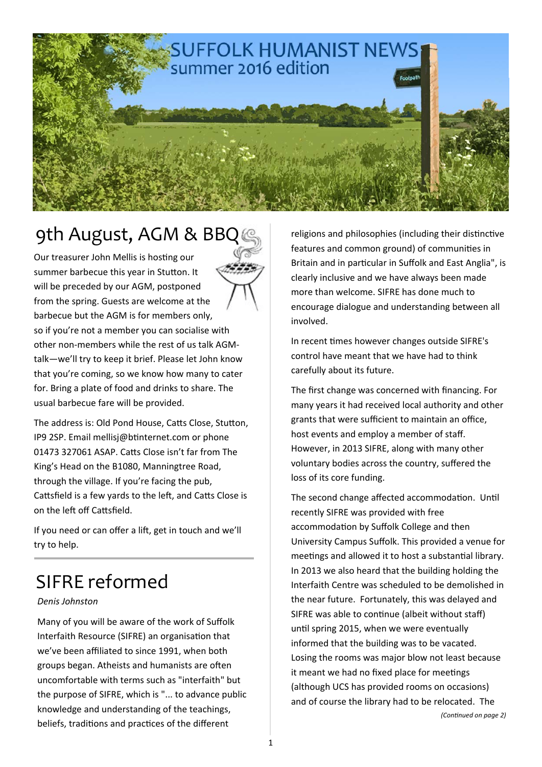# SUFFOLK HUMANIST NEWS
summer 2016 edition

## 9th August, AGM & BBQ

Our treasurer John Mellis is hosting our summer barbecue this year in Stutton. It will be preceded by our AGM, postponed from the spring. Guests are welcome at the barbecue but the AGM is for members only, so if you're not a member you can socialise with other non-members while the rest of us talk AGM-talk—we'll try to keep it brief. Please let John know that you're coming, so we know how many to cater for. Bring a plate of food and drinks to share. The usual barbecue fare will be provided.

The address is: Old Pond House, Catts Close, Stutton, IP9 2SP. Email mellisj@btinternet.com or phone 01473 327061 ASAP. Catts Close isn't far from The King's Head on the B1080, Manningtree Road, through the village. If you're facing the pub, Cattsfield is a few yards to the left, and Catts Close is on the left off Cattsfield.

If you need or can offer a lift, get in touch and we'll try to help.

## SIFRE reformed

*Denis Johnston*

Many of you will be aware of the work of Suffolk Interfaith Resource (SIFRE) an organisation that we've been affiliated to since 1991, when both groups began. Atheists and humanists are often uncomfortable with terms such as "interfaith" but the purpose of SIFRE, which is "... to advance public knowledge and understanding of the teachings, beliefs, traditions and practices of the different religions and philosophies (including their distinctive features and common ground) of communities in Britain and in particular in Suffolk and East Anglia", is clearly inclusive and we have always been made more than welcome. SIFRE has done much to encourage dialogue and understanding between all involved.

In recent times however changes outside SIFRE's control have meant that we have had to think carefully about its future.

The first change was concerned with financing. For many years it had received local authority and other grants that were sufficient to maintain an office, host events and employ a member of staff. However, in 2013 SIFRE, along with many other voluntary bodies across the country, suffered the loss of its core funding.

The second change affected accommodation. Until recently SIFRE was provided with free accommodation by Suffolk College and then University Campus Suffolk. This provided a venue for meetings and allowed it to host a substantial library. In 2013 we also heard that the building holding the Interfaith Centre was scheduled to be demolished in the near future. Fortunately, this was delayed and SIFRE was able to continue (albeit without staff) until spring 2015, when we were eventually informed that the building was to be vacated. Losing the rooms was major blow not least because it meant we had no fixed place for meetings (although UCS has provided rooms on occasions) and of course the library had to be relocated. The

*(Continued on page 2)*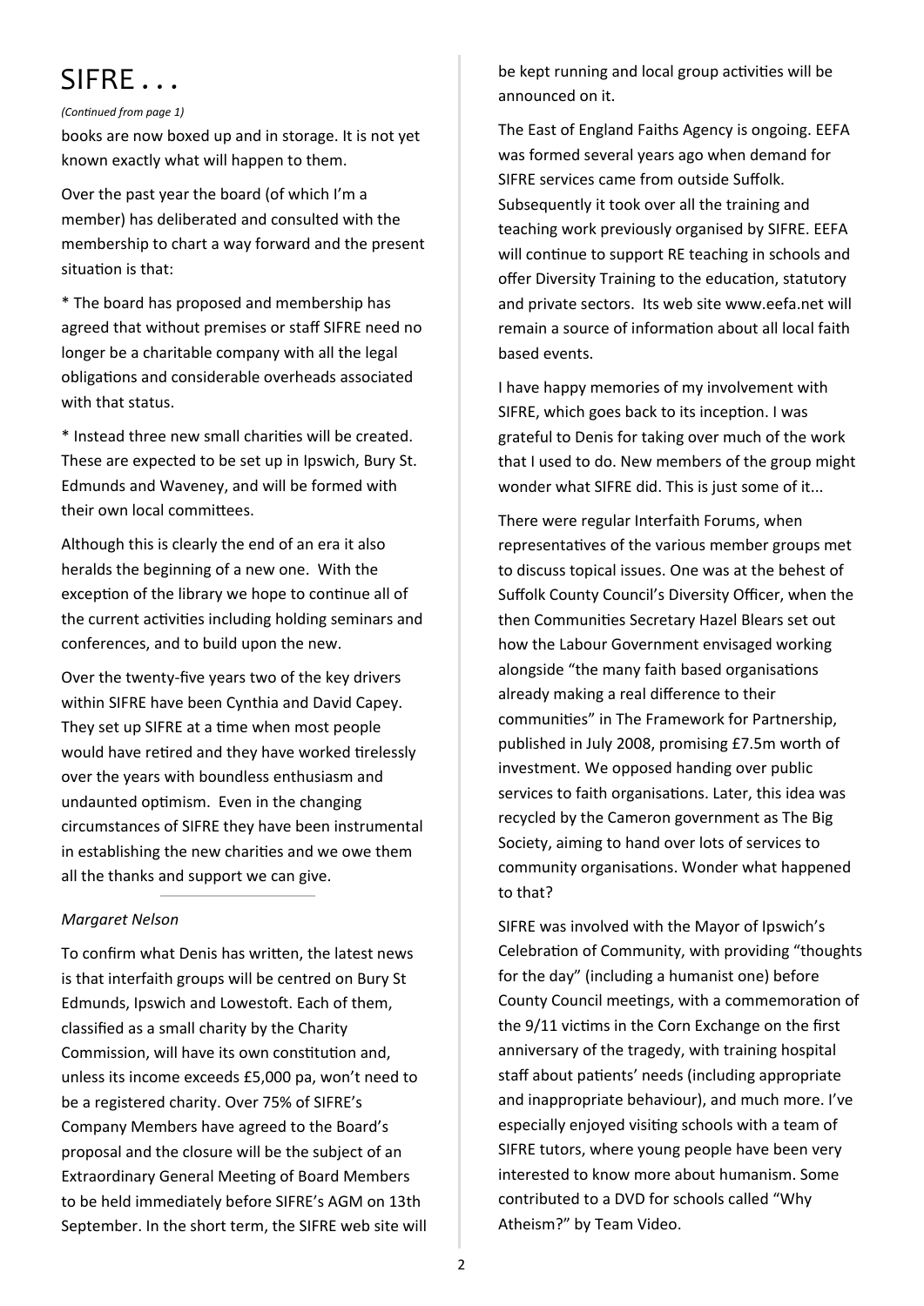# SIFRE . . .

*(Continued from page 1)*

books are now boxed up and in storage. It is not yet known exactly what will happen to them.

Over the past year the board (of which I'm a member) has deliberated and consulted with the membership to chart a way forward and the present situation is that:

* The board has proposed and membership has agreed that without premises or staff SIFRE need no longer be a charitable company with all the legal obligations and considerable overheads associated with that status.

* Instead three new small charities will be created. These are expected to be set up in Ipswich, Bury St. Edmunds and Waveney, and will be formed with their own local committees.

Although this is clearly the end of an era it also heralds the beginning of a new one. With the exception of the library we hope to continue all of the current activities including holding seminars and conferences, and to build upon the new.

Over the twenty-five years two of the key drivers within SIFRE have been Cynthia and David Capey. They set up SIFRE at a time when most people would have retired and they have worked tirelessly over the years with boundless enthusiasm and undaunted optimism. Even in the changing circumstances of SIFRE they have been instrumental in establishing the new charities and we owe them all the thanks and support we can give.

---

*Margaret Nelson*

To confirm what Denis has written, the latest news is that interfaith groups will be centred on Bury St Edmunds, Ipswich and Lowestoft. Each of them, classified as a small charity by the Charity Commission, will have its own constitution and, unless its income exceeds £5,000 pa, won't need to be a registered charity. Over 75% of SIFRE's Company Members have agreed to the Board's proposal and the closure will be the subject of an Extraordinary General Meeting of Board Members to be held immediately before SIFRE's AGM on 13th September. In the short term, the SIFRE web site will be kept running and local group activities will be announced on it.

The East of England Faiths Agency is ongoing. EEFA was formed several years ago when demand for SIFRE services came from outside Suffolk. Subsequently it took over all the training and teaching work previously organised by SIFRE. EEFA will continue to support RE teaching in schools and offer Diversity Training to the education, statutory and private sectors. Its web site www.eefa.net will remain a source of information about all local faith based events.

I have happy memories of my involvement with SIFRE, which goes back to its inception. I was grateful to Denis for taking over much of the work that I used to do. New members of the group might wonder what SIFRE did. This is just some of it...

There were regular Interfaith Forums, when representatives of the various member groups met to discuss topical issues. One was at the behest of Suffolk County Council's Diversity Officer, when the then Communities Secretary Hazel Blears set out how the Labour Government envisaged working alongside "the many faith based organisations already making a real difference to their communities" in The Framework for Partnership, published in July 2008, promising £7.5m worth of investment. We opposed handing over public services to faith organisations. Later, this idea was recycled by the Cameron government as The Big Society, aiming to hand over lots of services to community organisations. Wonder what happened to that?

SIFRE was involved with the Mayor of Ipswich's Celebration of Community, with providing "thoughts for the day" (including a humanist one) before County Council meetings, with a commemoration of the 9/11 victims in the Corn Exchange on the first anniversary of the tragedy, with training hospital staff about patients' needs (including appropriate and inappropriate behaviour), and much more. I've especially enjoyed visiting schools with a team of SIFRE tutors, where young people have been very interested to know more about humanism. Some contributed to a DVD for schools called "Why Atheism?" by Team Video.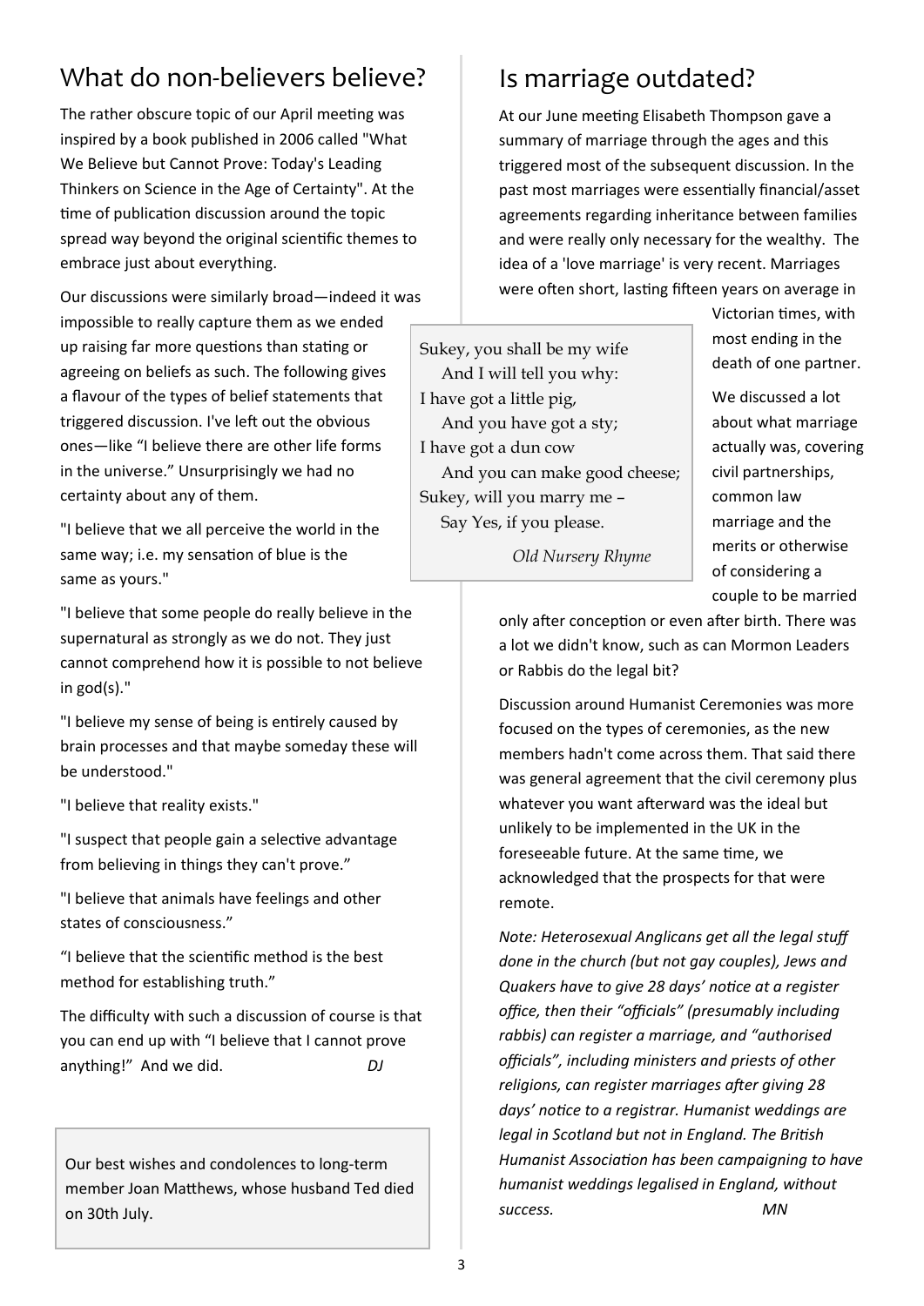## What do non-believers believe?

The rather obscure topic of our April meeting was inspired by a book published in 2006 called "What We Believe but Cannot Prove: Today's Leading Thinkers on Science in the Age of Certainty". At the time of publication discussion around the topic spread way beyond the original scientific themes to embrace just about everything.

Our discussions were similarly broad—indeed it was impossible to really capture them as we ended up raising far more questions than stating or agreeing on beliefs as such. The following gives a flavour of the types of belief statements that triggered discussion. I've left out the obvious ones—like "I believe there are other life forms in the universe." Unsurprisingly we had no certainty about any of them.

"I believe that we all perceive the world in the same way; i.e. my sensation of blue is the same as yours."

"I believe that some people do really believe in the supernatural as strongly as we do not. They just cannot comprehend how it is possible to not believe in god(s)."

"I believe my sense of being is entirely caused by brain processes and that maybe someday these will be understood."

"I believe that reality exists."

"I suspect that people gain a selective advantage from believing in things they can't prove."

"I believe that animals have feelings and other states of consciousness."

"I believe that the scientific method is the best method for establishing truth."

The difficulty with such a discussion of course is that you can end up with "I believe that I cannot prove anything!" And we did. *DJ*

Our best wishes and condolences to long-term member Joan Matthews, whose husband Ted died on 30th July.

## Is marriage outdated?

At our June meeting Elisabeth Thompson gave a summary of marriage through the ages and this triggered most of the subsequent discussion. In the past most marriages were essentially financial/asset agreements regarding inheritance between families and were really only necessary for the wealthy. The idea of a 'love marriage' is very recent. Marriages were often short, lasting fifteen years on average in Victorian times, with most ending in the death of one partner.

> Sukey, you shall be my wife
> And I will tell you why:
> I have got a little pig,
> And you have got a sty;
> I have got a dun cow
> And you can make good cheese;
> Sukey, will you marry me –
> Say Yes, if you please.
>
> *Old Nursery Rhyme*

We discussed a lot about what marriage actually was, covering civil partnerships, common law marriage and the merits or otherwise of considering a couple to be married only after conception or even after birth. There was a lot we didn't know, such as can Mormon Leaders or Rabbis do the legal bit?

Discussion around Humanist Ceremonies was more focused on the types of ceremonies, as the new members hadn't come across them. That said there was general agreement that the civil ceremony plus whatever you want afterward was the ideal but unlikely to be implemented in the UK in the foreseeable future. At the same time, we acknowledged that the prospects for that were remote.

*Note: Heterosexual Anglicans get all the legal stuff done in the church (but not gay couples), Jews and Quakers have to give 28 days' notice at a register office, then their "officials" (presumably including rabbis) can register a marriage, and "authorised officials", including ministers and priests of other religions, can register marriages after giving 28 days' notice to a registrar. Humanist weddings are legal in Scotland but not in England. The British Humanist Association has been campaigning to have humanist weddings legalised in England, without success.* *MN*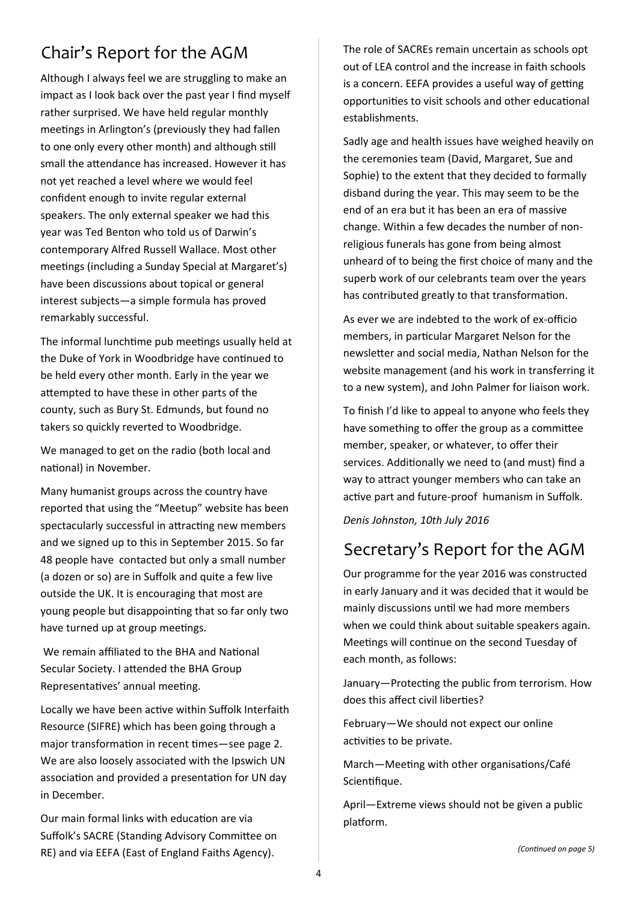## Chair's Report for the AGM

Although I always feel we are struggling to make an impact as I look back over the past year I find myself rather surprised. We have held regular monthly meetings in Arlington's (previously they had fallen to one only every other month) and although still small the attendance has increased. However it has not yet reached a level where we would feel confident enough to invite regular external speakers. The only external speaker we had this year was Ted Benton who told us of Darwin's contemporary Alfred Russell Wallace. Most other meetings (including a Sunday Special at Margaret's) have been discussions about topical or general interest subjects—a simple formula has proved remarkably successful.

The informal lunchtime pub meetings usually held at the Duke of York in Woodbridge have continued to be held every other month. Early in the year we attempted to have these in other parts of the county, such as Bury St. Edmunds, but found no takers so quickly reverted to Woodbridge.

We managed to get on the radio (both local and national) in November.

Many humanist groups across the country have reported that using the "Meetup" website has been spectacularly successful in attracting new members and we signed up to this in September 2015. So far 48 people have contacted but only a small number (a dozen or so) are in Suffolk and quite a few live outside the UK. It is encouraging that most are young people but disappointing that so far only two have turned up at group meetings.

We remain affiliated to the BHA and National Secular Society. I attended the BHA Group Representatives' annual meeting.

Locally we have been active within Suffolk Interfaith Resource (SIFRE) which has been going through a major transformation in recent times—see page 2. We are also loosely associated with the Ipswich UN association and provided a presentation for UN day in December.

Our main formal links with education are via Suffolk's SACRE (Standing Advisory Committee on RE) and via EEFA (East of England Faiths Agency).

The role of SACREs remain uncertain as schools opt out of LEA control and the increase in faith schools is a concern. EEFA provides a useful way of getting opportunities to visit schools and other educational establishments.

Sadly age and health issues have weighed heavily on the ceremonies team (David, Margaret, Sue and Sophie) to the extent that they decided to formally disband during the year. This may seem to be the end of an era but it has been an era of massive change. Within a few decades the number of non-religious funerals has gone from being almost unheard of to being the first choice of many and the superb work of our celebrants team over the years has contributed greatly to that transformation.

As ever we are indebted to the work of ex-officio members, in particular Margaret Nelson for the newsletter and social media, Nathan Nelson for the website management (and his work in transferring it to a new system), and John Palmer for liaison work.

To finish I'd like to appeal to anyone who feels they have something to offer the group as a committee member, speaker, or whatever, to offer their services. Additionally we need to (and must) find a way to attract younger members who can take an active part and future-proof humanism in Suffolk.

*Denis Johnston, 10th July 2016*

## Secretary's Report for the AGM

Our programme for the year 2016 was constructed in early January and it was decided that it would be mainly discussions until we had more members when we could think about suitable speakers again. Meetings will continue on the second Tuesday of each month, as follows:

January—Protecting the public from terrorism. How does this affect civil liberties?

February—We should not expect our online activities to be private.

March—Meeting with other organisations/Café Scientifique.

April—Extreme views should not be given a public platform.

*(Continued on page 5)*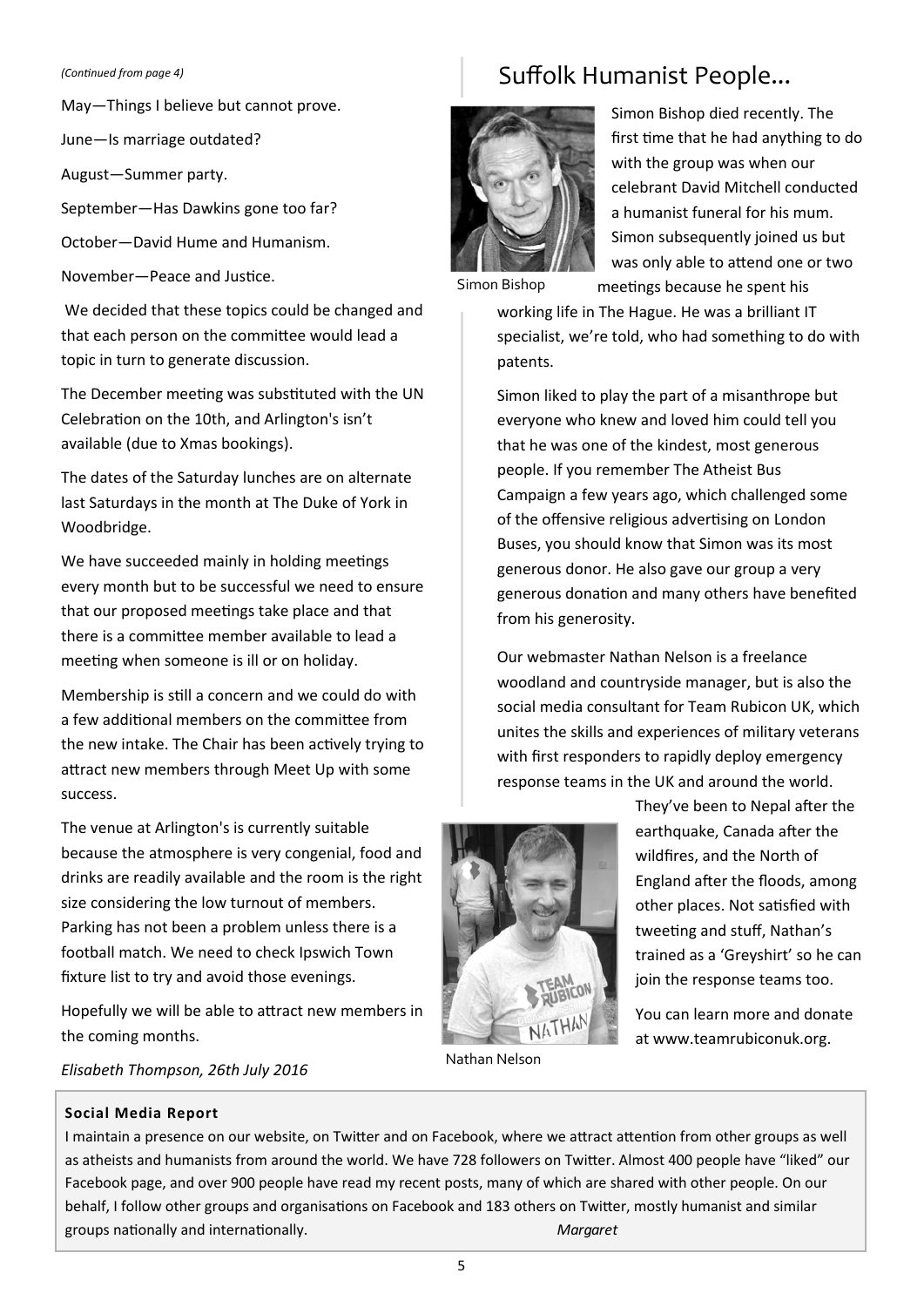*(Continued from page 4)*

May—Things I believe but cannot prove.

June—Is marriage outdated?

August—Summer party.

September—Has Dawkins gone too far?

October—David Hume and Humanism.

November—Peace and Justice.

We decided that these topics could be changed and that each person on the committee would lead a topic in turn to generate discussion.

The December meeting was substituted with the UN Celebration on the 10th, and Arlington's isn't available (due to Xmas bookings).

The dates of the Saturday lunches are on alternate last Saturdays in the month at The Duke of York in Woodbridge.

We have succeeded mainly in holding meetings every month but to be successful we need to ensure that our proposed meetings take place and that there is a committee member available to lead a meeting when someone is ill or on holiday.

Membership is still a concern and we could do with a few additional members on the committee from the new intake. The Chair has been actively trying to attract new members through Meet Up with some success.

The venue at Arlington's is currently suitable because the atmosphere is very congenial, food and drinks are readily available and the room is the right size considering the low turnout of members. Parking has not been a problem unless there is a football match. We need to check Ipswich Town fixture list to try and avoid those evenings.

Hopefully we will be able to attract new members in the coming months.

*Elisabeth Thompson, 26th July 2016*

## Suffolk Humanist People...

Simon Bishop

Simon Bishop died recently. The first time that he had anything to do with the group was when our celebrant David Mitchell conducted a humanist funeral for his mum. Simon subsequently joined us but was only able to attend one or two meetings because he spent his working life in The Hague. He was a brilliant IT specialist, we're told, who had something to do with patents.

Simon liked to play the part of a misanthrope but everyone who knew and loved him could tell you that he was one of the kindest, most generous people. If you remember The Atheist Bus Campaign a few years ago, which challenged some of the offensive religious advertising on London Buses, you should know that Simon was its most generous donor. He also gave our group a very generous donation and many others have benefited from his generosity.

Our webmaster Nathan Nelson is a freelance woodland and countryside manager, but is also the social media consultant for Team Rubicon UK, which unites the skills and experiences of military veterans with first responders to rapidly deploy emergency response teams in the UK and around the world. They've been to Nepal after the earthquake, Canada after the wildfires, and the North of England after the floods, among other places. Not satisfied with tweeting and stuff, Nathan's trained as a 'Greyshirt' so he can join the response teams too.

You can learn more and donate at www.teamrubiconuk.org.

Nathan Nelson

### Social Media Report

I maintain a presence on our website, on Twitter and on Facebook, where we attract attention from other groups as well as atheists and humanists from around the world. We have 728 followers on Twitter. Almost 400 people have "liked" our Facebook page, and over 900 people have read my recent posts, many of which are shared with other people. On our behalf, I follow other groups and organisations on Facebook and 183 others on Twitter, mostly humanist and similar groups nationally and internationally. *Margaret*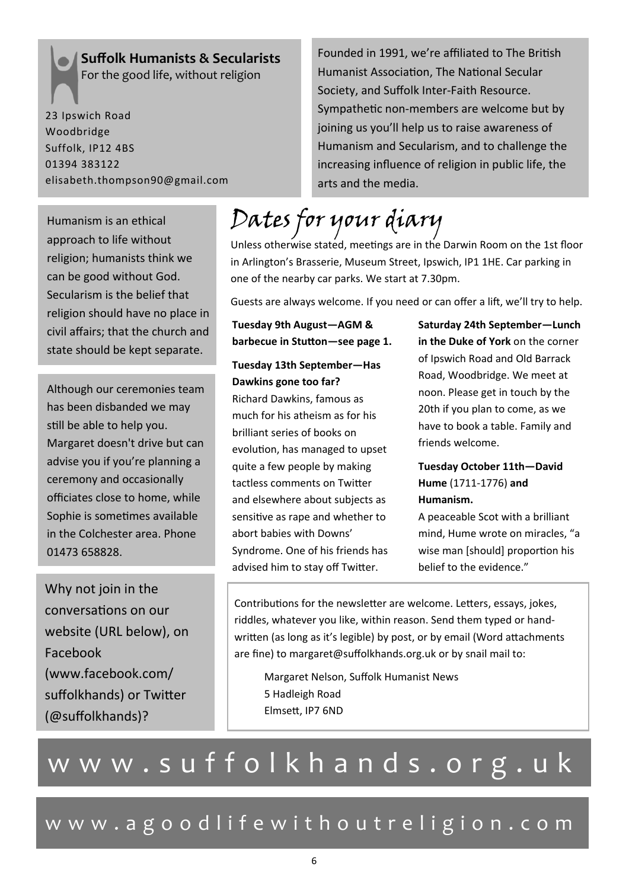**Suffolk Humanists & Secularists**
For the good life, without religion

23 Ipswich Road
Woodbridge
Suffolk, IP12 4BS
01394 383122
elisabeth.thompson90@gmail.com

Founded in 1991, we're affiliated to The British Humanist Association, The National Secular Society, and Suffolk Inter-Faith Resource. Sympathetic non-members are welcome but by joining us you'll help us to raise awareness of Humanism and Secularism, and to challenge the increasing influence of religion in public life, the arts and the media.

Humanism is an ethical approach to life without religion; humanists think we can be good without God. Secularism is the belief that religion should have no place in civil affairs; that the church and state should be kept separate.

Although our ceremonies team has been disbanded we may still be able to help you. Margaret doesn't drive but can advise you if you're planning a ceremony and occasionally officiates close to home, while Sophie is sometimes available in the Colchester area. Phone 01473 658828.

Why not join in the conversations on our website (URL below), on Facebook (www.facebook.com/suffolkhands) or Twitter (@suffolkhands)?

# Dates for your diary

Unless otherwise stated, meetings are in the Darwin Room on the 1st floor in Arlington's Brasserie, Museum Street, Ipswich, IP1 1HE. Car parking in one of the nearby car parks. We start at 7.30pm.

Guests are always welcome. If you need or can offer a lift, we'll try to help.

**Tuesday 9th August—AGM & barbecue in Stutton—see page 1.**

**Tuesday 13th September—Has Dawkins gone too far?**
Richard Dawkins, famous as much for his atheism as for his brilliant series of books on evolution, has managed to upset quite a few people by making tactless comments on Twitter and elsewhere about subjects as sensitive as rape and whether to abort babies with Downs' Syndrome. One of his friends has advised him to stay off Twitter.

**Saturday 24th September—Lunch in the Duke of York** on the corner of Ipswich Road and Old Barrack Road, Woodbridge. We meet at noon. Please get in touch by the 20th if you plan to come, as we have to book a table. Family and friends welcome.

**Tuesday October 11th—David Hume** (1711-1776) **and Humanism.**
A peaceable Scot with a brilliant mind, Hume wrote on miracles, "a wise man [should] proportion his belief to the evidence."

Contributions for the newsletter are welcome. Letters, essays, jokes, riddles, whatever you like, within reason. Send them typed or handwritten (as long as it's legible) by post, or by email (Word attachments are fine) to margaret@suffolkhands.org.uk or by snail mail to:

Margaret Nelson, Suffolk Humanist News
5 Hadleigh Road
Elmsett, IP7 6ND

www.suffolkhands.org.uk

www.agoodlifewithoutreligion.com